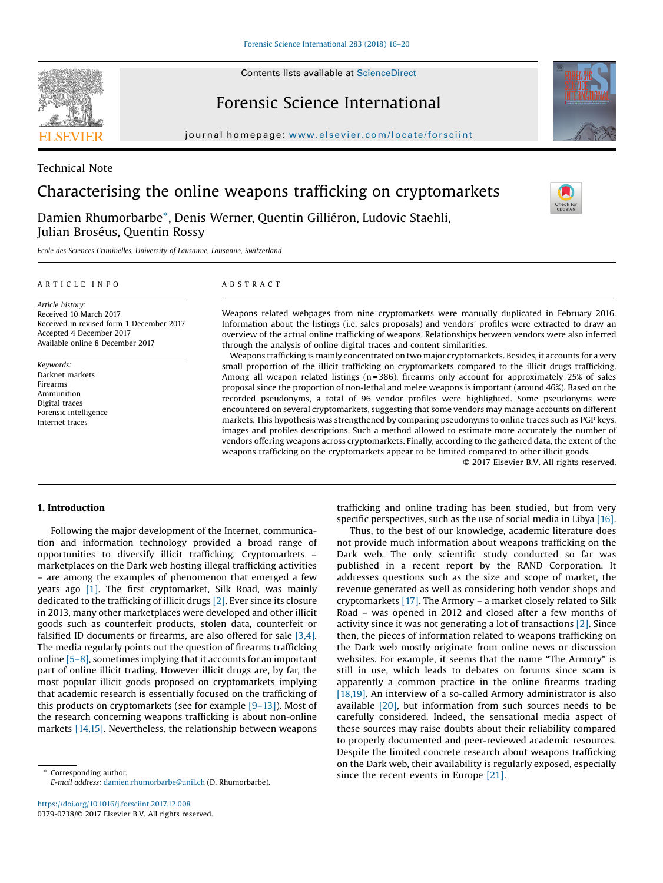Contents lists available at ScienceDirect

# Forensic Science International

journal homepage: www.elsevier.com/locate/forsciint

Technical Note

# Characterising the online weapons trafficking on cryptomarkets

Damien Rhumorbarbe*, Denis Werner, Quentin Gilliéron, Ludovic Staehli, Julian Broséus, Quentin Rossy

*Ecole des Sciences Criminelles, University of Lausanne, Lausanne, Switzerland*

## ARTICLE INFO

*Article history:*
Received 10 March 2017
Received in revised form 1 December 2017
Accepted 4 December 2017
Available online 8 December 2017

*Keywords:*
Darknet markets
Firearms
Ammunition
Digital traces
Forensic intelligence
Internet traces

## ABSTRACT

Weapons related webpages from nine cryptomarkets were manually duplicated in February 2016. Information about the listings (i.e. sales proposals) and vendors' profiles were extracted to draw an overview of the actual online trafficking of weapons. Relationships between vendors were also inferred through the analysis of online digital traces and content similarities.

Weapons trafficking is mainly concentrated on two major cryptomarkets. Besides, it accounts for a very small proportion of the illicit trafficking on cryptomarkets compared to the illicit drugs trafficking. Among all weapon related listings (n = 386), firearms only account for approximately 25% of sales proposal since the proportion of non-lethal and melee weapons is important (around 46%). Based on the recorded pseudonyms, a total of 96 vendor profiles were highlighted. Some pseudonyms were encountered on several cryptomarkets, suggesting that some vendors may manage accounts on different markets. This hypothesis was strengthened by comparing pseudonyms to online traces such as PGP keys, images and profiles descriptions. Such a method allowed to estimate more accurately the number of vendors offering weapons across cryptomarkets. Finally, according to the gathered data, the extent of the weapons trafficking on the cryptomarkets appear to be limited compared to other illicit goods.

© 2017 Elsevier B.V. All rights reserved.

## 1. Introduction

Following the major development of the Internet, communication and information technology provided a broad range of opportunities to diversify illicit trafficking. Cryptomarkets – marketplaces on the Dark web hosting illegal trafficking activities – are among the examples of phenomenon that emerged a few years ago [1]. The first cryptomarket, Silk Road, was mainly dedicated to the trafficking of illicit drugs [2]. Ever since its closure in 2013, many other marketplaces were developed and other illicit goods such as counterfeit products, stolen data, counterfeit or falsified ID documents or firearms, are also offered for sale [3,4]. The media regularly points out the question of firearms trafficking online [5–8], sometimes implying that it accounts for an important part of online illicit trading. However illicit drugs are, by far, the most popular illicit goods proposed on cryptomarkets implying that academic research is essentially focused on the trafficking of this products on cryptomarkets (see for example [9–13]). Most of the research concerning weapons trafficking is about non-online markets [14,15]. Nevertheless, the relationship between weapons trafficking and online trading has been studied, but from very specific perspectives, such as the use of social media in Libya [16].

Thus, to the best of our knowledge, academic literature does not provide much information about weapons trafficking on the Dark web. The only scientific study conducted so far was published in a recent report by the RAND Corporation. It addresses questions such as the size and scope of market, the revenue generated as well as considering both vendor shops and cryptomarkets [17]. The Armory – a market closely related to Silk Road – was opened in 2012 and closed after a few months of activity since it was not generating a lot of transactions [2]. Since then, the pieces of information related to weapons trafficking on the Dark web mostly originate from online news or discussion websites. For example, it seems that the name "The Armory" is still in use, which leads to debates on forums since scam is apparently a common practice in the online firearms trading [18,19]. An interview of a so-called Armory administrator is also available [20], but information from such sources needs to be carefully considered. Indeed, the sensational media aspect of these sources may raise doubts about their reliability compared to properly documented and peer-reviewed academic resources. Despite the limited concrete research about weapons trafficking on the Dark web, their availability is regularly exposed, especially since the recent events in Europe [21].

* Corresponding author.
*E-mail address:* damien.rhumorbarbe@unil.ch (D. Rhumorbarbe).

https://doi.org/10.1016/j.forsciint.2017.12.008
0379-0738/© 2017 Elsevier B.V. All rights reserved.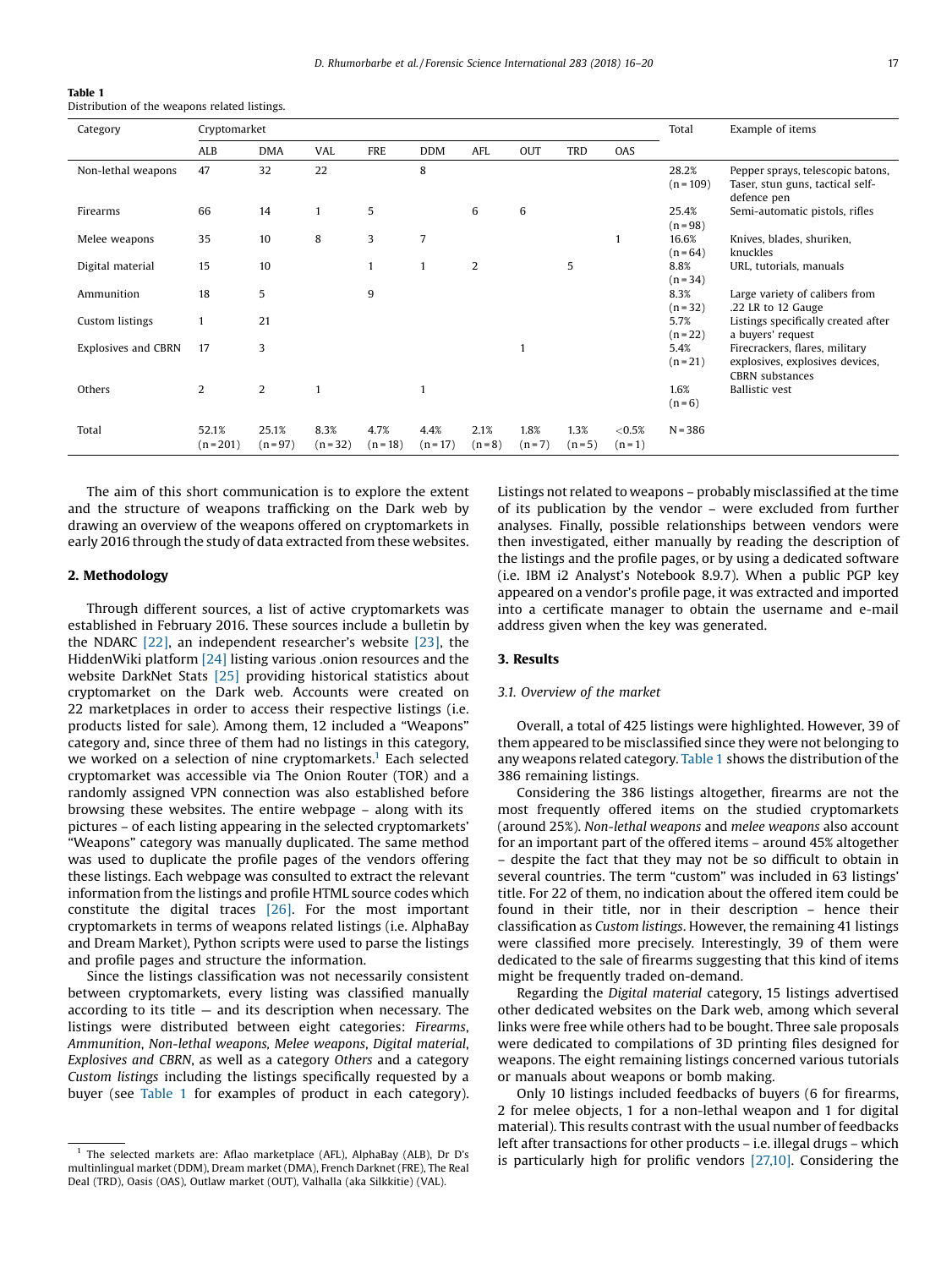Table 1
Distribution of the weapons related listings.

| Category | Cryptomarket | | | | | | | | | Total | Example of items |
|---|---|---|---|---|---|---|---|---|---|---|---|
| | ALB | DMA | VAL | FRE | DDM | AFL | OUT | TRD | OAS | | |
| Non-lethal weapons | 47 | 32 | 22 | | 8 | | | | | 28.2% (n = 109) | Pepper sprays, telescopic batons, Taser, stun guns, tactical self-defence pen |
| Firearms | 66 | 14 | 1 | 5 | | 6 | 6 | | | 25.4% (n = 98) | Semi-automatic pistols, rifles |
| Melee weapons | 35 | 10 | 8 | 3 | 7 | | | | 1 | 16.6% (n = 64) | Knives, blades, shuriken, knuckles |
| Digital material | 15 | 10 | | 1 | 1 | 2 | | 5 | | 8.8% (n = 34) | URL, tutorials, manuals |
| Ammunition | 18 | 5 | | 9 | | | | | | 8.3% (n = 32) | Large variety of calibers from .22 LR to 12 Gauge |
| Custom listings | 1 | 21 | | | | | | | | 5.7% (n = 22) | Listings specifically created after a buyers' request |
| Explosives and CBRN | 17 | 3 | | | | | 1 | | | 5.4% (n = 21) | Firecrackers, flares, military explosives, explosives devices, CBRN substances |
| Others | 2 | 2 | 1 | | 1 | | | | | 1.6% (n = 6) | Ballistic vest |
| Total | 52.1% (n = 201) | 25.1% (n = 97) | 8.3% (n = 32) | 4.7% (n = 18) | 4.4% (n = 17) | 2.1% (n = 8) | 1.8% (n = 7) | 1.3% (n = 5) | <0.5% (n = 1) | N = 386 | |

The aim of this short communication is to explore the extent and the structure of weapons trafficking on the Dark web by drawing an overview of the weapons offered on cryptomarkets in early 2016 through the study of data extracted from these websites.

## 2. Methodology

Through different sources, a list of active cryptomarkets was established in February 2016. These sources include a bulletin by the NDARC [22], an independent researcher's website [23], the HiddenWiki platform [24] listing various .onion resources and the website DarkNet Stats [25] providing historical statistics about cryptomarket on the Dark web. Accounts were created on 22 marketplaces in order to access their respective listings (i.e. products listed for sale). Among them, 12 included a "Weapons" category and, since three of them had no listings in this category, we worked on a selection of nine cryptomarkets.[1] Each selected cryptomarket was accessible via The Onion Router (TOR) and a randomly assigned VPN connection was also established before browsing these websites. The entire webpage – along with its pictures – of each listing appearing in the selected cryptomarkets' "Weapons" category was manually duplicated. The same method was used to duplicate the profile pages of the vendors offering these listings. Each webpage was consulted to extract the relevant information from the listings and profile HTML source codes which constitute the digital traces [26]. For the most important cryptomarkets in terms of weapons related listings (i.e. AlphaBay and Dream Market), Python scripts were used to parse the listings and profile pages and structure the information.

Since the listings classification was not necessarily consistent between cryptomarkets, every listing was classified manually according to its title — and its description when necessary. The listings were distributed between eight categories: *Firearms*, *Ammunition*, *Non-lethal weapons*, *Melee weapons*, *Digital material*, *Explosives and CBRN*, as well as a category *Others* and a category *Custom listings* including the listings specifically requested by a buyer (see Table 1 for examples of product in each category). Listings not related to weapons – probably misclassified at the time of its publication by the vendor – were excluded from further analyses. Finally, possible relationships between vendors were then investigated, either manually by reading the description of the listings and the profile pages, or by using a dedicated software (i.e. IBM i2 Analyst's Notebook 8.9.7). When a public PGP key appeared on a vendor's profile page, it was extracted and imported into a certificate manager to obtain the username and e-mail address given when the key was generated.

## 3. Results

### 3.1. Overview of the market

Overall, a total of 425 listings were highlighted. However, 39 of them appeared to be misclassified since they were not belonging to any weapons related category. Table 1 shows the distribution of the 386 remaining listings.

Considering the 386 listings altogether, firearms are not the most frequently offered items on the studied cryptomarkets (around 25%). *Non-lethal weapons* and *melee weapons* also account for an important part of the offered items – around 45% altogether – despite the fact that they may not be so difficult to obtain in several countries. The term "custom" was included in 63 listings' title. For 22 of them, no indication about the offered item could be found in their title, nor in their description – hence their classification as *Custom listings*. However, the remaining 41 listings were classified more precisely. Interestingly, 39 of them were dedicated to the sale of firearms suggesting that this kind of items might be frequently traded on-demand.

Regarding the *Digital material* category, 15 listings advertised other dedicated websites on the Dark web, among which several links were free while others had to be bought. Three sale proposals were dedicated to compilations of 3D printing files designed for weapons. The eight remaining listings concerned various tutorials or manuals about weapons or bomb making.

Only 10 listings included feedbacks of buyers (6 for firearms, 2 for melee objects, 1 for a non-lethal weapon and 1 for digital material). This results contrast with the usual number of feedbacks left after transactions for other products – i.e. illegal drugs – which is particularly high for prolific vendors [27,10]. Considering the

[1] The selected markets are: Aflao marketplace (AFL), AlphaBay (ALB), Dr D's multinlingual market (DDM), Dream market (DMA), French Darknet (FRE), The Real Deal (TRD), Oasis (OAS), Outlaw market (OUT), Valhalla (aka Silkkitie) (VAL).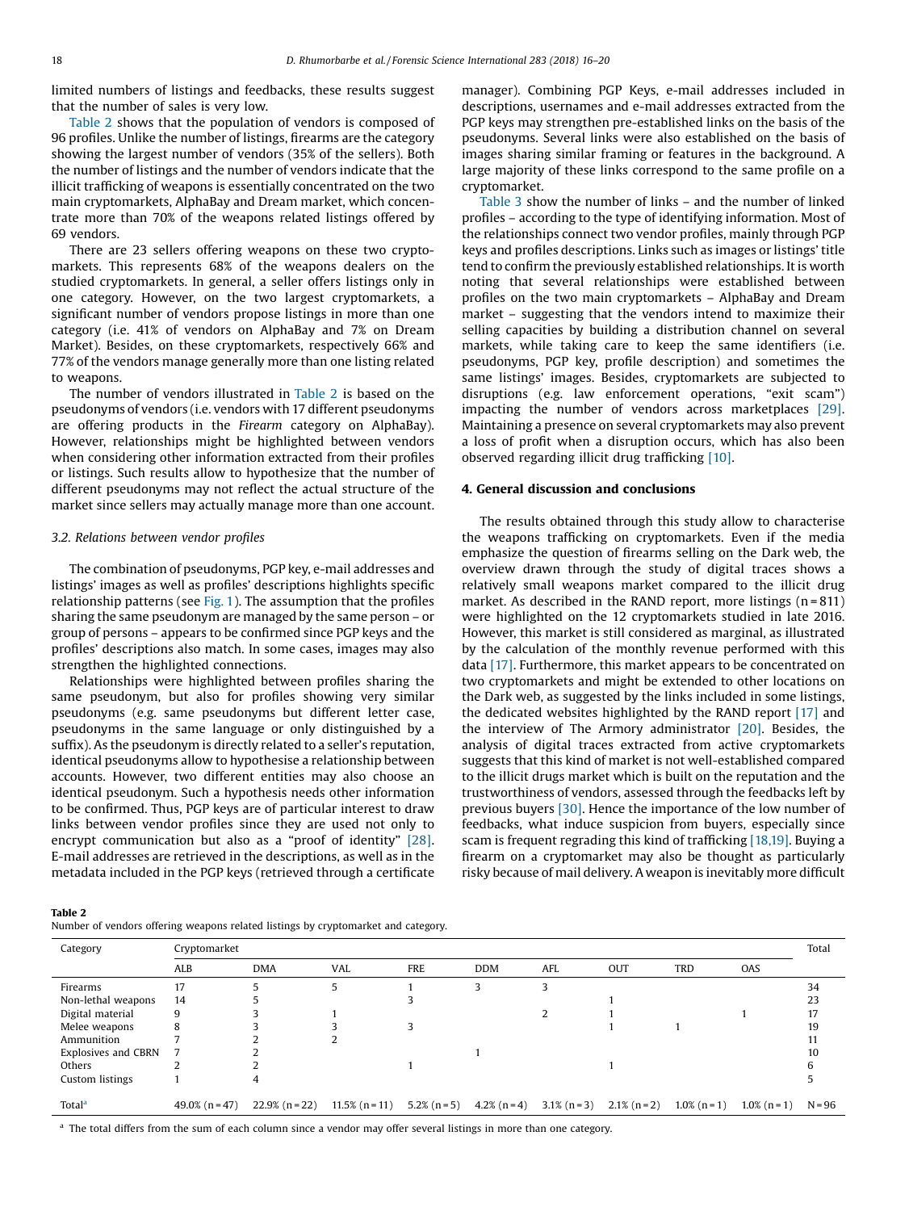limited numbers of listings and feedbacks, these results suggest that the number of sales is very low.

Table 2 shows that the population of vendors is composed of 96 profiles. Unlike the number of listings, firearms are the category showing the largest number of vendors (35% of the sellers). Both the number of listings and the number of vendors indicate that the illicit trafficking of weapons is essentially concentrated on the two main cryptomarkets, AlphaBay and Dream market, which concentrate more than 70% of the weapons related listings offered by 69 vendors.

There are 23 sellers offering weapons on these two cryptomarkets. This represents 68% of the weapons dealers on the studied cryptomarkets. In general, a seller offers listings only in one category. However, on the two largest cryptomarkets, a significant number of vendors propose listings in more than one category (i.e. 41% of vendors on AlphaBay and 7% on Dream Market). Besides, on these cryptomarkets, respectively 66% and 77% of the vendors manage generally more than one listing related to weapons.

The number of vendors illustrated in Table 2 is based on the pseudonyms of vendors (i.e. vendors with 17 different pseudonyms are offering products in the *Firearm* category on AlphaBay). However, relationships might be highlighted between vendors when considering other information extracted from their profiles or listings. Such results allow to hypothesize that the number of different pseudonyms may not reflect the actual structure of the market since sellers may actually manage more than one account.

### 3.2. Relations between vendor profiles

The combination of pseudonyms, PGP key, e-mail addresses and listings' images as well as profiles' descriptions highlights specific relationship patterns (see Fig. 1). The assumption that the profiles sharing the same pseudonym are managed by the same person – or group of persons – appears to be confirmed since PGP keys and the profiles' descriptions also match. In some cases, images may also strengthen the highlighted connections.

Relationships were highlighted between profiles sharing the same pseudonym, but also for profiles showing very similar pseudonyms (e.g. same pseudonyms but different letter case, pseudonyms in the same language or only distinguished by a suffix). As the pseudonym is directly related to a seller's reputation, identical pseudonyms allow to hypothesise a relationship between accounts. However, two different entities may also choose an identical pseudonym. Such a hypothesis needs other information to be confirmed. Thus, PGP keys are of particular interest to draw links between vendor profiles since they are used not only to encrypt communication but also as a "proof of identity" [28]. E-mail addresses are retrieved in the descriptions, as well as in the metadata included in the PGP keys (retrieved through a certificate manager). Combining PGP Keys, e-mail addresses included in descriptions, usernames and e-mail addresses extracted from the PGP keys may strengthen pre-established links on the basis of the pseudonyms. Several links were also established on the basis of images sharing similar framing or features in the background. A large majority of these links correspond to the same profile on a cryptomarket.

Table 3 show the number of links – and the number of linked profiles – according to the type of identifying information. Most of the relationships connect two vendor profiles, mainly through PGP keys and profiles descriptions. Links such as images or listings' title tend to confirm the previously established relationships. It is worth noting that several relationships were established between profiles on the two main cryptomarkets – AlphaBay and Dream market – suggesting that the vendors intend to maximize their selling capacities by building a distribution channel on several markets, while taking care to keep the same identifiers (i.e. pseudonyms, PGP key, profile description) and sometimes the same listings' images. Besides, cryptomarkets are subjected to disruptions (e.g. law enforcement operations, "exit scam") impacting the number of vendors across marketplaces [29]. Maintaining a presence on several cryptomarkets may also prevent a loss of profit when a disruption occurs, which has also been observed regarding illicit drug trafficking [10].

## 4. General discussion and conclusions

The results obtained through this study allow to characterise the weapons trafficking on cryptomarkets. Even if the media emphasize the question of firearms selling on the Dark web, the overview drawn through the study of digital traces shows a relatively small weapons market compared to the illicit drug market. As described in the RAND report, more listings (n = 811) were highlighted on the 12 cryptomarkets studied in late 2016. However, this market is still considered as marginal, as illustrated by the calculation of the monthly revenue performed with this data [17]. Furthermore, this market appears to be concentrated on two cryptomarkets and might be extended to other locations on the Dark web, as suggested by the links included in some listings, the dedicated websites highlighted by the RAND report [17] and the interview of The Armory administrator [20]. Besides, the analysis of digital traces extracted from active cryptomarkets suggests that this kind of market is not well-established compared to the illicit drugs market which is built on the reputation and the trustworthiness of vendors, assessed through the feedbacks left by previous buyers [30]. Hence the importance of the low number of feedbacks, what induce suspicion from buyers, especially since scam is frequent regrading this kind of trafficking [18,19]. Buying a firearm on a cryptomarket may also be thought as particularly risky because of mail delivery. A weapon is inevitably more difficult

**Table 2**
Number of vendors offering weapons related listings by cryptomarket and category.

| Category | Cryptomarket | | | | | | | | | Total |
|---|---|---|---|---|---|---|---|---|---|---|
| | ALB | DMA | VAL | FRE | DDM | AFL | OUT | TRD | OAS | |
| Firearms | 17 | 5 | 5 | 1 | 3 | 3 | | | | 34 |
| Non-lethal weapons | 14 | 5 | | 3 | | | 1 | | | 23 |
| Digital material | 9 | 3 | 1 | | | 2 | 1 | | 1 | 17 |
| Melee weapons | 8 | 3 | 3 | 3 | | | 1 | 1 | | 19 |
| Ammunition | 7 | 2 | 2 | | | | | | | 11 |
| Explosives and CBRN | 7 | 2 | | | 1 | | | | | 10 |
| Others | 2 | 2 | | 1 | | | 1 | | | 6 |
| Custom listings | 1 | 4 | | | | | | | | 5 |
| Total[a] | 49.0% (n = 47) | 22.9% (n = 22) | 11.5% (n = 11) | 5.2% (n = 5) | 4.2% (n = 4) | 3.1% (n = 3) | 2.1% (n = 2) | 1.0% (n = 1) | 1.0% (n = 1) | N = 96 |

[a] The total differs from the sum of each column since a vendor may offer several listings in more than one category.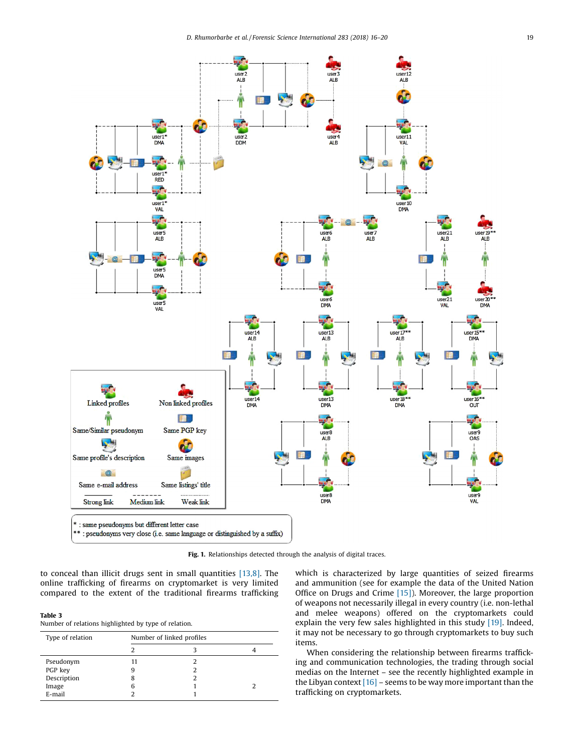Linked profiles
Non linked profiles
Same/Similar pseudonym
Same PGP key
Same profile's description
Same images
Same e-mail address
Same listings' title
Strong link
Medium link
Weak link

* : same pseudonyms but different letter case
** : pseudonyms very close (i.e. same language or distinguished by a suffix)

**Fig. 1.** Relationships detected through the analysis of digital traces.

to conceal than illicit drugs sent in small quantities [13,8]. The online trafficking of firearms on cryptomarket is very limited compared to the extent of the traditional firearms trafficking which is characterized by large quantities of seized firearms and ammunition (see for example the data of the United Nation Office on Drugs and Crime [15]). Moreover, the large proportion of weapons not necessarily illegal in every country (i.e. non-lethal and melee weapons) offered on the cryptomarkets could explain the very few sales highlighted in this study [19]. Indeed, it may not be necessary to go through cryptomarkets to buy such items.

When considering the relationship between firearms trafficking and communication technologies, the trading through social medias on the Internet – see the recently highlighted example in the Libyan context [16] – seems to be way more important than the trafficking on cryptomarkets.

**Table 3**
Number of relations highlighted by type of relation.

| Type of relation | Number of linked profiles | | |
|---|---|---|---|
| | 2 | 3 | 4 |
| Pseudonym | 11 | 2 | |
| PGP key | 9 | 2 | |
| Description | 8 | 2 | |
| Image | 6 | 1 | 2 |
| E-mail | 2 | 1 | |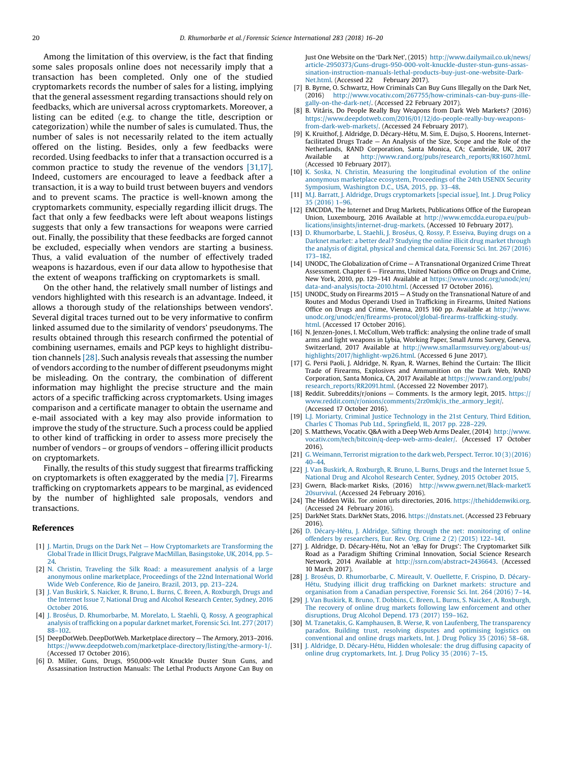Among the limitation of this overview, is the fact that finding some sales proposals online does not necessarily imply that a transaction has been completed. Only one of the studied cryptomarkets records the number of sales for a listing, implying that the general assessment regarding transactions should rely on feedbacks, which are universal across cryptomarkets. Moreover, a listing can be edited (e.g. to change the title, description or categorization) while the number of sales is cumulated. Thus, the number of sales is not necessarily related to the item actually offered on the listing. Besides, only a few feedbacks were recorded. Using feedbacks to infer that a transaction occurred is a common practice to study the revenue of the vendors [31,17]. Indeed, customers are encouraged to leave a feedback after a transaction, it is a way to build trust between buyers and vendors and to prevent scams. The practice is well-known among the cryptomarkets community, especially regarding illicit drugs. The fact that only a few feedbacks were left about weapons listings suggests that only a few transactions for weapons were carried out. Finally, the possibility that these feedbacks are forged cannot be excluded, especially when vendors are starting a business. Thus, a valid evaluation of the number of effectively traded weapons is hazardous, even if our data allow to hypothesise that the extent of weapons trafficking on cryptomarkets is small.

On the other hand, the relatively small number of listings and vendors highlighted with this research is an advantage. Indeed, it allows a thorough study of the relationships between vendors'. Several digital traces turned out to be very informative to confirm linked assumed due to the similarity of vendors' pseudonyms. The results obtained through this research confirmed the potential of combining usernames, emails and PGP keys to highlight distribution channels [28]. Such analysis reveals that assessing the number of vendors according to the number of different pseudonyms might be misleading. On the contrary, the combination of different information may highlight the precise structure and the main actors of a specific trafficking across cryptomarkets. Using images comparison and a certificate manager to obtain the username and e-mail associated with a key may also provide information to improve the study of the structure. Such a process could be applied to other kind of trafficking in order to assess more precisely the number of vendors – or groups of vendors – offering illicit products on cryptomarkets.

Finally, the results of this study suggest that firearms trafficking on cryptomarkets is often exaggerated by the media [7]. Firearms trafficking on cryptomarkets appears to be marginal, as evidenced by the number of highlighted sale proposals, vendors and transactions.

## References

[1] J. Martin, Drugs on the Dark Net — How Cryptomarkets are Transforming the Global Trade in Illicit Drugs, Palgrave MacMillan, Basingstoke, UK, 2014, pp. 5–24.

[2] N. Christin, Traveling the Silk Road: a measurement analysis of a large anonymous online marketplace, Proceedings of the 22nd International World Wide Web Conference, Rio de Janeiro, Brazil, 2013, pp. 213–224.

[3] J. Van Buskirk, S. Naicker, R. Bruno, L. Burns, C. Breen, A. Roxburgh, Drugs and the Internet Issue 7, National Drug and Alcohol Research Center, Sydney, 2016 October 2016.

[4] J. Broséus, D. Rhumorbarbe, M. Morelato, L. Staehli, Q. Rossy, A geographical analysis of trafficking on a popular darknet market, Forensic Sci. Int. 277 (2017) 88–102.

[5] DeepDotWeb. DeepDotWeb. Marketplace directory — The Armory, 2013–2016. https://www.deepdotweb.com/marketplace-directory/listing/the-armory-1/. (Accessed 17 October 2016).

[6] D. Miller, Guns, Drugs, 950,000-volt Knuckle Duster Stun Guns, and Assassination Instruction Manuals: The Lethal Products Anyone Can Buy on Just One Website on the 'Dark Net', (2015) http://www.dailymail.co.uk/news/article-2950373/Guns-drugs-950-000-volt-knuckle-duster-stun-guns-assassination-instruction-manuals-lethal-products-buy-just-one-website-Dark-Net.html. (Accessed 22 February 2017).

[7] B. Byrne, O. Schwartz, How Criminals Can Buy Guns Illegally on the Dark Net, (2016) http://www.vocativ.com/267755/how-criminals-can-buy-guns-illegally-on-the-dark-net/. (Accessed 22 February 2017).

[8] B. Vitáris, Do People Really Buy Weapons from Dark Web Markets? (2016) https://www.deepdotweb.com/2016/01/12/do-people-really-buy-weapons-from-dark-web-markets/. (Accessed 24 February 2017).

[9] K. Kruithof, J. Aldridge, D. Décary-Hétu, M. Sim, E. Dujso, S. Hoorens, Internet-facilitated Drugs Trade — An Analysis of the Size, Scope and the Role of the Netherlands, RAND Corporation, Santa Monica, CA; Cambridge, UK, 2017 Available at http://www.rand.org/pubs/research_reports/RR1607.html. (Accessed 10 February 2017).

[10] K. Soska, N. Christin, Measuring the longitudinal evolution of the online anonymous marketplace ecosystem, Proceedings of the 24th USENIX Security Symposium, Washington D.C., USA, 2015, pp. 33–48.

[11] M.J. Barratt, J. Aldridge, Drugs cryptomarkets [special issue], Int. J. Drug Policy 35 (2016) 1–96.

[12] EMCDDA, The Internet and Drug Markets, Publications Office of the European Union, Luxembourg, 2016 Available at http://www.emcdda.europa.eu/publications/insights/internet-drug-markets. (Accessed 10 February 2017).

[13] D. Rhumorbarbe, L. Staehli, J. Broséus, Q. Rossy, P. Esseiva, Buying drugs on a Darknet market: a better deal? Studying the online illicit drug market through the analysis of digital, physical and chemical data, Forensic Sci. Int. 267 (2016) 173–182.

[14] UNODC, The Globalization of Crime — A Transnational Organized Crime Threat Assessment. Chapter 6 — Firearms, United Nations Office on Drugs and Crime, New York, 2010, pp. 129–141 Available at https://www.unodc.org/unodc/en/data-and-analysis/tocta-2010.html. (Accessed 17 October 2016).

[15] UNODC, Study on Firearms 2015 — A Study on the Transnational Nature of and Routes and Modus Operandi Used in Trafficking in Firearms, United Nations Office on Drugs and Crime, Vienna, 2015 160 pp. Available at http://www.unodc.org/unodc/en/firearms-protocol/global-firearms-trafficking-study.html. (Accessed 17 October 2016).

[16] N. Jenzen-Jones, I. McCollum, Web traffick: analysing the online trade of small arms and light weapons in Lybia, Working Paper, Small Arms Survey, Geneva, Switzerland, 2017 Available at http://www.smallarmssurvey.org/about-us/highlights/2017/highlight-wp26.html. (Accessed 6 June 2017).

[17] G. Persi Paoli, J. Aldridge, N. Ryan, R. Warnes, Behind the Curtain: The Illicit Trade of Firearms, Explosives and Ammunition on the Dark Web, RAND Corporation, Santa Monica, CA, 2017 Available at https://www.rand.org/pubs/research_reports/RR2091.html. (Accessed 22 November 2017).

[18] Reddit. Subreddits/r/onions — Comments. Is the armory legit, 2015. https://www.reddit.com/r/onions/comments/2rz0mk/is_the_armory_legit/. (Accessed 17 October 2016).

[19] L.J. Moriarty, Criminal Justice Technology in the 21st Century, Third Edition, Charles C Thomas Pub Ltd., Springfield, IL, 2017 pp. 228–229.

[20] S. Matthews, Vocativ. Q&A with a Deep Web Arms Dealer, (2014) http://www.vocativ.com/tech/bitcoin/q-deep-web-arms-dealer/. (Accessed 17 October 2016).

[21] G. Weimann, Terrorist migration to the dark web, Perspect. Terror. 10 (3) (2016) 40–44.

[22] J. Van Buskirk, A. Roxburgh, R. Bruno, L. Burns, Drugs and the Internet Issue 5, National Drug and Alcohol Research Center, Sydney, 2015 October 2015.

[23] Gwern, Black-market Risks, (2016) http://www.gwern.net/Black-market%20survival. (Accessed 24 February 2016).

[24] The Hidden Wiki. Tor .onion urls directories, 2016. https://thehiddenwiki.org. (Accessed 24 February 2016).

[25] DarkNet Stats. DarkNet Stats, 2016. https://dnstats.net. (Accessed 23 February 2016).

[26] D. Décary-Hétu, J. Aldridge, Sifting through the net: monitoring of online offenders by researchers, Eur. Rev. Org. Crime 2 (2) (2015) 122–141.

[27] J. Aldridge, D. Décary-Hétu, Not an 'eBay for Drugs': The Cryptomarket Silk Road as a Paradigm Shifting Criminal Innovation, Social Science Research Network, 2014 Available at http://ssrn.com/abstract=2436643. (Accessed 10 March 2017).

[28] J. Broséus, D. Rhumorbarbe, C. Mireault, V. Ouellette, F. Crispino, D. Décary-Hétu, Studying illicit drug trafficking on Darknet markets: structure and organisation from a Canadian perspective, Forensic Sci. Int. 264 (2016) 7–14.

[29] J. Van Buskirk, R. Bruno, T. Dobbins, C. Breen, L. Burns, S. Naicker, A. Roxburgh, The recovery of online drug markets following law enforcement and other disruptions, Drug Alcohol Depend. 173 (2017) 159–162.

[30] M. Tzanetakis, G. Kamphausen, B. Werse, R. von Laufenberg, The transparency paradox. Building trust, resolving disputes and optimising logistics on conventional and online drugs markets, Int. J. Drug Policy 35 (2016) 58–68.

[31] J. Aldridge, D. Décary-Hétu, Hidden wholesale: the drug diffusing capacity of online drug cryptomarkets, Int. J. Drug Policy 35 (2016) 7–15.